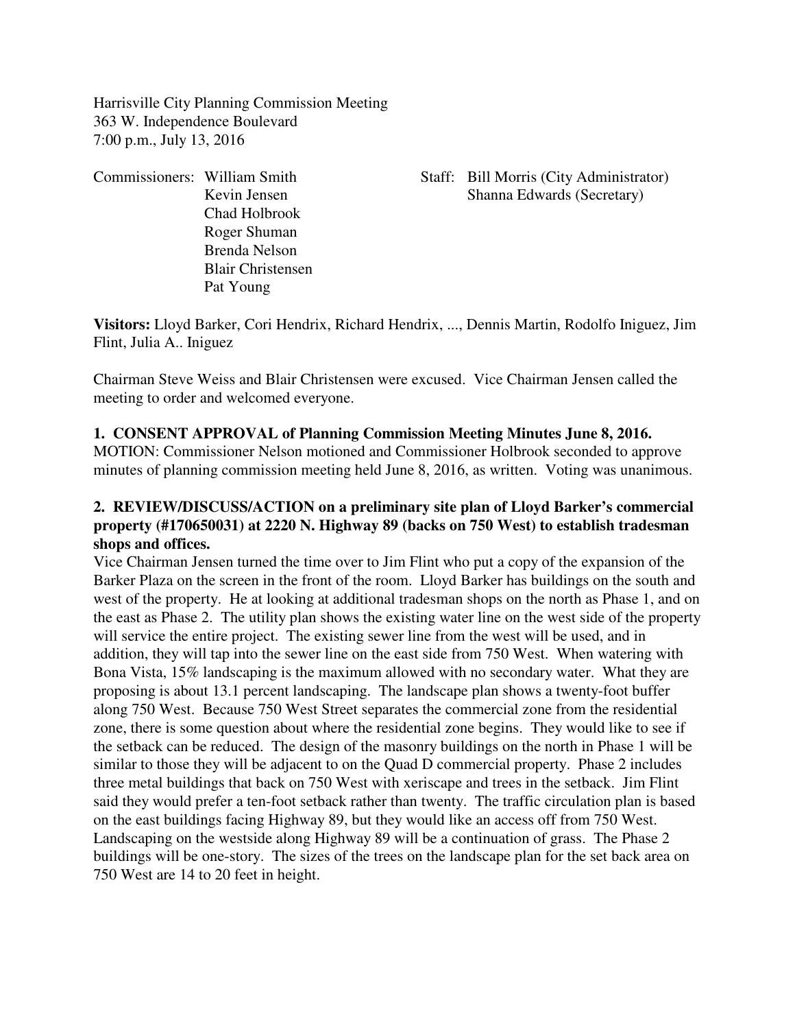Harrisville City Planning Commission Meeting
363 W. Independence Boulevard
7:00 p.m., July 13, 2016

Commissioners: William Smith
Kevin Jensen
Chad Holbrook
Roger Shuman
Brenda Nelson
Blair Christensen
Pat Young

Staff: Bill Morris (City Administrator)
Shanna Edwards (Secretary)

**Visitors:** Lloyd Barker, Cori Hendrix, Richard Hendrix, ..., Dennis Martin, Rodolfo Iniguez, Jim Flint, Julia A.. Iniguez

Chairman Steve Weiss and Blair Christensen were excused. Vice Chairman Jensen called the meeting to order and welcomed everyone.

**1. CONSENT APPROVAL of Planning Commission Meeting Minutes June 8, 2016.**
MOTION: Commissioner Nelson motioned and Commissioner Holbrook seconded to approve minutes of planning commission meeting held June 8, 2016, as written. Voting was unanimous.

**2. REVIEW/DISCUSS/ACTION on a preliminary site plan of Lloyd Barker's commercial property (#170650031) at 2220 N. Highway 89 (backs on 750 West) to establish tradesman shops and offices.**
Vice Chairman Jensen turned the time over to Jim Flint who put a copy of the expansion of the Barker Plaza on the screen in the front of the room. Lloyd Barker has buildings on the south and west of the property. He at looking at additional tradesman shops on the north as Phase 1, and on the east as Phase 2. The utility plan shows the existing water line on the west side of the property will service the entire project. The existing sewer line from the west will be used, and in addition, they will tap into the sewer line on the east side from 750 West. When watering with Bona Vista, 15% landscaping is the maximum allowed with no secondary water. What they are proposing is about 13.1 percent landscaping. The landscape plan shows a twenty-foot buffer along 750 West. Because 750 West Street separates the commercial zone from the residential zone, there is some question about where the residential zone begins. They would like to see if the setback can be reduced. The design of the masonry buildings on the north in Phase 1 will be similar to those they will be adjacent to on the Quad D commercial property. Phase 2 includes three metal buildings that back on 750 West with xeriscape and trees in the setback. Jim Flint said they would prefer a ten-foot setback rather than twenty. The traffic circulation plan is based on the east buildings facing Highway 89, but they would like an access off from 750 West. Landscaping on the westside along Highway 89 will be a continuation of grass. The Phase 2 buildings will be one-story. The sizes of the trees on the landscape plan for the set back area on 750 West are 14 to 20 feet in height.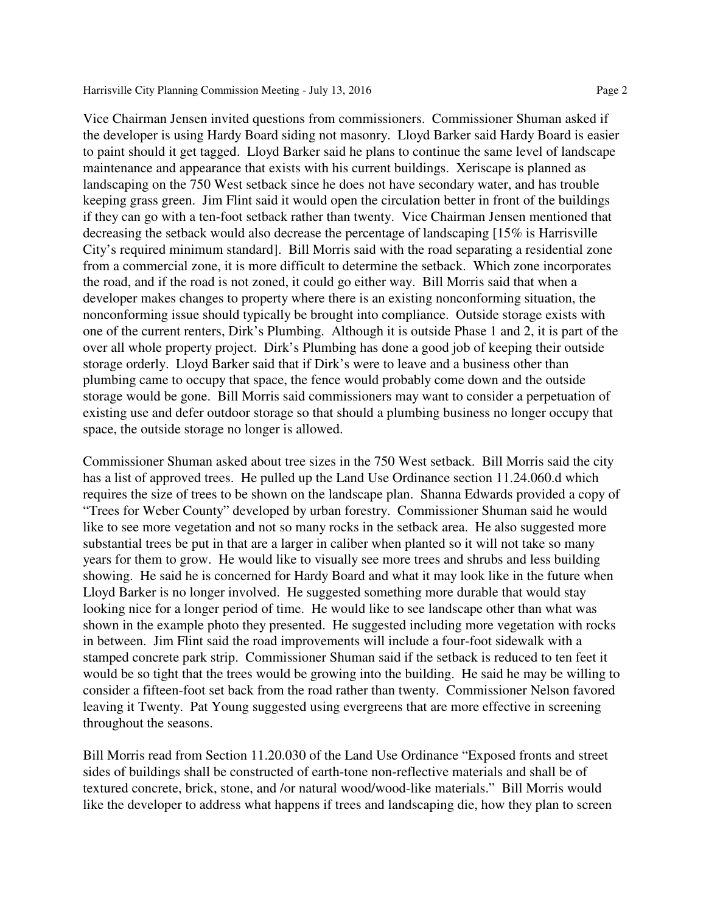Vice Chairman Jensen invited questions from commissioners. Commissioner Shuman asked if the developer is using Hardy Board siding not masonry. Lloyd Barker said Hardy Board is easier to paint should it get tagged. Lloyd Barker said he plans to continue the same level of landscape maintenance and appearance that exists with his current buildings. Xeriscape is planned as landscaping on the 750 West setback since he does not have secondary water, and has trouble keeping grass green. Jim Flint said it would open the circulation better in front of the buildings if they can go with a ten-foot setback rather than twenty. Vice Chairman Jensen mentioned that decreasing the setback would also decrease the percentage of landscaping [15% is Harrisville City's required minimum standard]. Bill Morris said with the road separating a residential zone from a commercial zone, it is more difficult to determine the setback. Which zone incorporates the road, and if the road is not zoned, it could go either way. Bill Morris said that when a developer makes changes to property where there is an existing nonconforming situation, the nonconforming issue should typically be brought into compliance. Outside storage exists with one of the current renters, Dirk's Plumbing. Although it is outside Phase 1 and 2, it is part of the over all whole property project. Dirk's Plumbing has done a good job of keeping their outside storage orderly. Lloyd Barker said that if Dirk's were to leave and a business other than plumbing came to occupy that space, the fence would probably come down and the outside storage would be gone. Bill Morris said commissioners may want to consider a perpetuation of existing use and defer outdoor storage so that should a plumbing business no longer occupy that space, the outside storage no longer is allowed.

Commissioner Shuman asked about tree sizes in the 750 West setback. Bill Morris said the city has a list of approved trees. He pulled up the Land Use Ordinance section 11.24.060.d which requires the size of trees to be shown on the landscape plan. Shanna Edwards provided a copy of "Trees for Weber County" developed by urban forestry. Commissioner Shuman said he would like to see more vegetation and not so many rocks in the setback area. He also suggested more substantial trees be put in that are a larger in caliber when planted so it will not take so many years for them to grow. He would like to visually see more trees and shrubs and less building showing. He said he is concerned for Hardy Board and what it may look like in the future when Lloyd Barker is no longer involved. He suggested something more durable that would stay looking nice for a longer period of time. He would like to see landscape other than what was shown in the example photo they presented. He suggested including more vegetation with rocks in between. Jim Flint said the road improvements will include a four-foot sidewalk with a stamped concrete park strip. Commissioner Shuman said if the setback is reduced to ten feet it would be so tight that the trees would be growing into the building. He said he may be willing to consider a fifteen-foot set back from the road rather than twenty. Commissioner Nelson favored leaving it Twenty. Pat Young suggested using evergreens that are more effective in screening throughout the seasons.

Bill Morris read from Section 11.20.030 of the Land Use Ordinance "Exposed fronts and street sides of buildings shall be constructed of earth-tone non-reflective materials and shall be of textured concrete, brick, stone, and /or natural wood/wood-like materials." Bill Morris would like the developer to address what happens if trees and landscaping die, how they plan to screen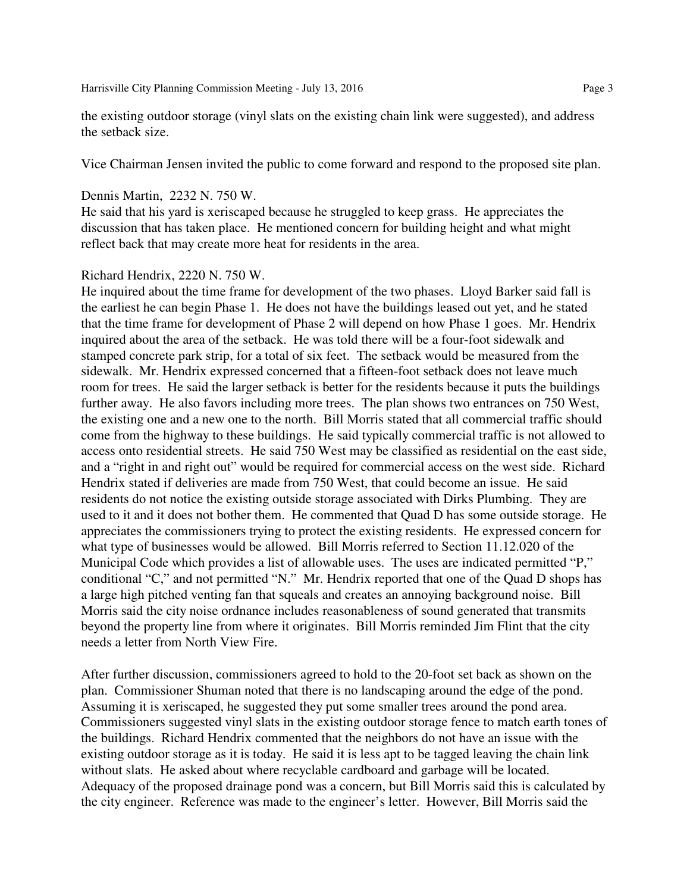the existing outdoor storage (vinyl slats on the existing chain link were suggested), and address the setback size.

Vice Chairman Jensen invited the public to come forward and respond to the proposed site plan.

Dennis Martin, 2232 N. 750 W.
He said that his yard is xeriscaped because he struggled to keep grass. He appreciates the discussion that has taken place. He mentioned concern for building height and what might reflect back that may create more heat for residents in the area.

Richard Hendrix, 2220 N. 750 W.
He inquired about the time frame for development of the two phases. Lloyd Barker said fall is the earliest he can begin Phase 1. He does not have the buildings leased out yet, and he stated that the time frame for development of Phase 2 will depend on how Phase 1 goes. Mr. Hendrix inquired about the area of the setback. He was told there will be a four-foot sidewalk and stamped concrete park strip, for a total of six feet. The setback would be measured from the sidewalk. Mr. Hendrix expressed concerned that a fifteen-foot setback does not leave much room for trees. He said the larger setback is better for the residents because it puts the buildings further away. He also favors including more trees. The plan shows two entrances on 750 West, the existing one and a new one to the north. Bill Morris stated that all commercial traffic should come from the highway to these buildings. He said typically commercial traffic is not allowed to access onto residential streets. He said 750 West may be classified as residential on the east side, and a "right in and right out" would be required for commercial access on the west side. Richard Hendrix stated if deliveries are made from 750 West, that could become an issue. He said residents do not notice the existing outside storage associated with Dirks Plumbing. They are used to it and it does not bother them. He commented that Quad D has some outside storage. He appreciates the commissioners trying to protect the existing residents. He expressed concern for what type of businesses would be allowed. Bill Morris referred to Section 11.12.020 of the Municipal Code which provides a list of allowable uses. The uses are indicated permitted "P," conditional "C," and not permitted "N." Mr. Hendrix reported that one of the Quad D shops has a large high pitched venting fan that squeals and creates an annoying background noise. Bill Morris said the city noise ordnance includes reasonableness of sound generated that transmits beyond the property line from where it originates. Bill Morris reminded Jim Flint that the city needs a letter from North View Fire.

After further discussion, commissioners agreed to hold to the 20-foot set back as shown on the plan. Commissioner Shuman noted that there is no landscaping around the edge of the pond. Assuming it is xeriscaped, he suggested they put some smaller trees around the pond area. Commissioners suggested vinyl slats in the existing outdoor storage fence to match earth tones of the buildings. Richard Hendrix commented that the neighbors do not have an issue with the existing outdoor storage as it is today. He said it is less apt to be tagged leaving the chain link without slats. He asked about where recyclable cardboard and garbage will be located. Adequacy of the proposed drainage pond was a concern, but Bill Morris said this is calculated by the city engineer. Reference was made to the engineer's letter. However, Bill Morris said the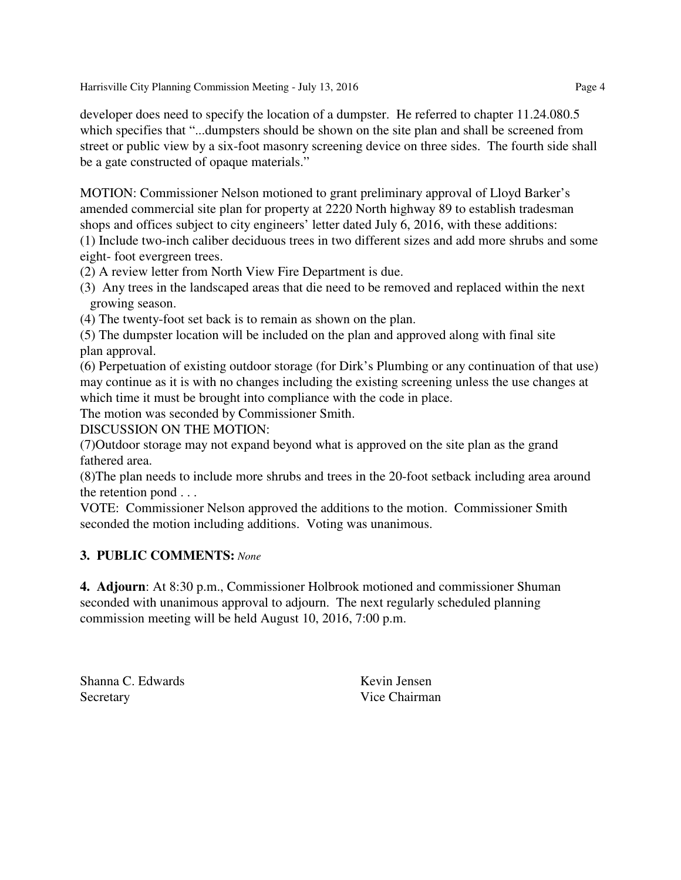developer does need to specify the location of a dumpster. He referred to chapter 11.24.080.5 which specifies that "...dumpsters should be shown on the site plan and shall be screened from street or public view by a six-foot masonry screening device on three sides. The fourth side shall be a gate constructed of opaque materials."

MOTION: Commissioner Nelson motioned to grant preliminary approval of Lloyd Barker's amended commercial site plan for property at 2220 North highway 89 to establish tradesman shops and offices subject to city engineers' letter dated July 6, 2016, with these additions:

(1) Include two-inch caliber deciduous trees in two different sizes and add more shrubs and some eight- foot evergreen trees.

(2) A review letter from North View Fire Department is due.

(3) Any trees in the landscaped areas that die need to be removed and replaced within the next growing season.

(4) The twenty-foot set back is to remain as shown on the plan.

(5) The dumpster location will be included on the plan and approved along with final site plan approval.

(6) Perpetuation of existing outdoor storage (for Dirk's Plumbing or any continuation of that use) may continue as it is with no changes including the existing screening unless the use changes at which time it must be brought into compliance with the code in place.

The motion was seconded by Commissioner Smith.

DISCUSSION ON THE MOTION:

(7)Outdoor storage may not expand beyond what is approved on the site plan as the grand fathered area.

(8)The plan needs to include more shrubs and trees in the 20-foot setback including area around the retention pond . . .

VOTE: Commissioner Nelson approved the additions to the motion. Commissioner Smith seconded the motion including additions. Voting was unanimous.

**3. PUBLIC COMMENTS:** *None*

**4. Adjourn**: At 8:30 p.m., Commissioner Holbrook motioned and commissioner Shuman seconded with unanimous approval to adjourn. The next regularly scheduled planning commission meeting will be held August 10, 2016, 7:00 p.m.

Shanna C. Edwards
Secretary

Kevin Jensen
Vice Chairman